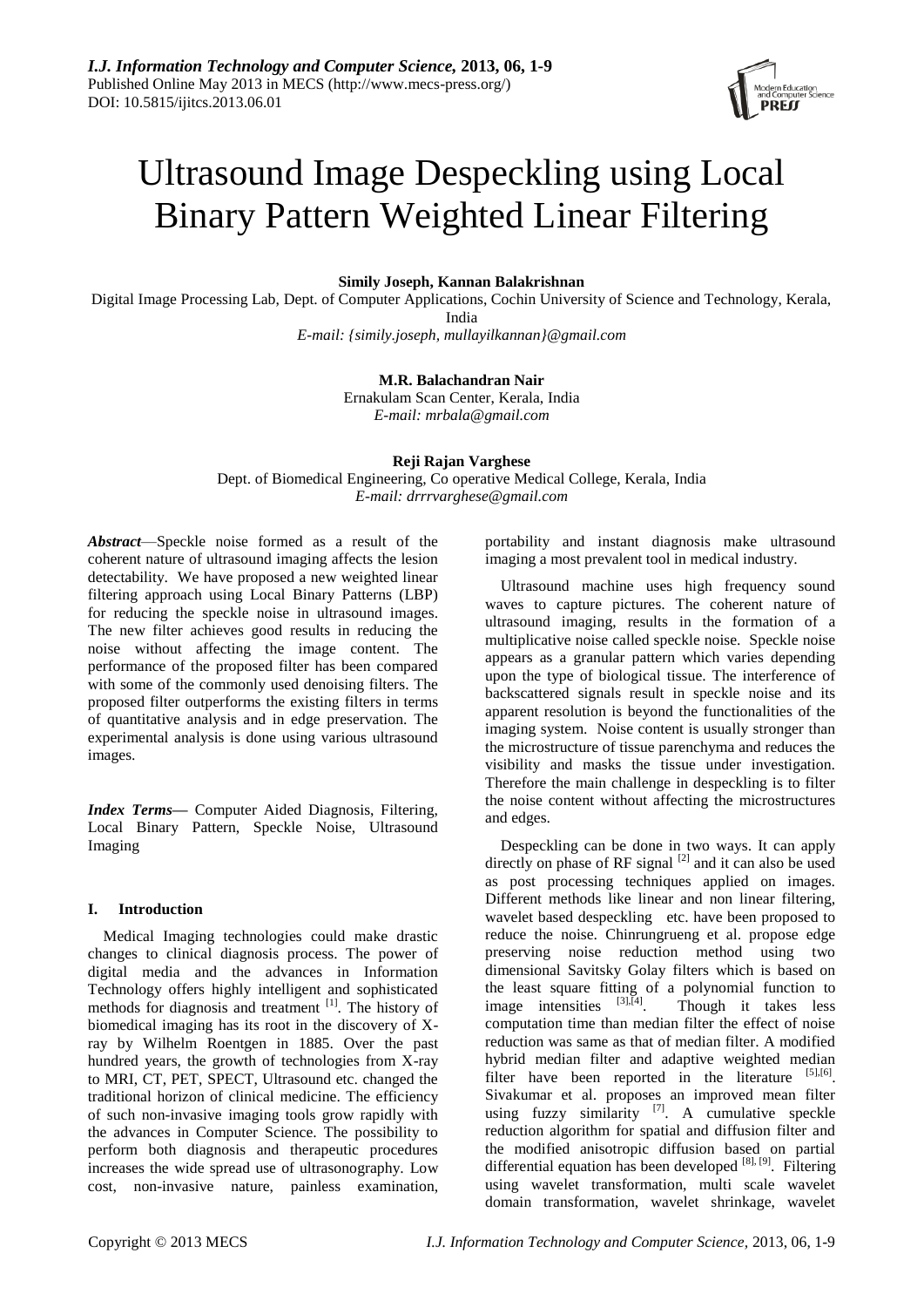# Ultrasound Image Despeckling using Local Binary Pattern Weighted Linear Filtering

**Simily Joseph, Kannan Balakrishnan**

Digital Image Processing Lab, Dept. of Computer Applications, Cochin University of Science and Technology, Kerala, India

*E-mail: {simily.joseph, mullayilkannan}@gmail.com*

**M.R. Balachandran Nair**

Ernakulam Scan Center, Kerala, India

*E-mail: mrbala@gmail.com*

**Reji Rajan Varghese**

Dept. of Biomedical Engineering, Co operative Medical College, Kerala, India

*E-mail: drrrvarghese@gmail.com*

***Abstract***—Speckle noise formed as a result of the coherent nature of ultrasound imaging affects the lesion detectability. We have proposed a new weighted linear filtering approach using Local Binary Patterns (LBP) for reducing the speckle noise in ultrasound images. The new filter achieves good results in reducing the noise without affecting the image content. The performance of the proposed filter has been compared with some of the commonly used denoising filters. The proposed filter outperforms the existing filters in terms of quantitative analysis and in edge preservation. The experimental analysis is done using various ultrasound images.

***Index Terms***— Computer Aided Diagnosis, Filtering, Local Binary Pattern, Speckle Noise, Ultrasound Imaging

## I. Introduction

Medical Imaging technologies could make drastic changes to clinical diagnosis process. The power of digital media and the advances in Information Technology offers highly intelligent and sophisticated methods for diagnosis and treatment [1]. The history of biomedical imaging has its root in the discovery of X-ray by Wilhelm Roentgen in 1885. Over the past hundred years, the growth of technologies from X-ray to MRI, CT, PET, SPECT, Ultrasound etc. changed the traditional horizon of clinical medicine. The efficiency of such non-invasive imaging tools grow rapidly with the advances in Computer Science. The possibility to perform both diagnosis and therapeutic procedures increases the wide spread use of ultrasonography. Low cost, non-invasive nature, painless examination, portability and instant diagnosis make ultrasound imaging a most prevalent tool in medical industry.

Ultrasound machine uses high frequency sound waves to capture pictures. The coherent nature of ultrasound imaging, results in the formation of a multiplicative noise called speckle noise. Speckle noise appears as a granular pattern which varies depending upon the type of biological tissue. The interference of backscattered signals result in speckle noise and its apparent resolution is beyond the functionalities of the imaging system. Noise content is usually stronger than the microstructure of tissue parenchyma and reduces the visibility and masks the tissue under investigation. Therefore the main challenge in despeckling is to filter the noise content without affecting the microstructures and edges.

Despeckling can be done in two ways. It can apply directly on phase of RF signal [2] and it can also be used as post processing techniques applied on images. Different methods like linear and non linear filtering, wavelet based despeckling etc. have been proposed to reduce the noise. Chinrungrueng et al. propose edge preserving noise reduction method using two dimensional Savitsky Golay filters which is based on the least square fitting of a polynomial function to image intensities [3],[4]. Though it takes less computation time than median filter the effect of noise reduction was same as that of median filter. A modified hybrid median filter and adaptive weighted median filter have been reported in the literature [5],[6]. Sivakumar et al. proposes an improved mean filter using fuzzy similarity [7]. A cumulative speckle reduction algorithm for spatial and diffusion filter and the modified anisotropic diffusion based on partial differential equation has been developed [8], [9]. Filtering using wavelet transformation, multi scale wavelet domain transformation, wavelet shrinkage, wavelet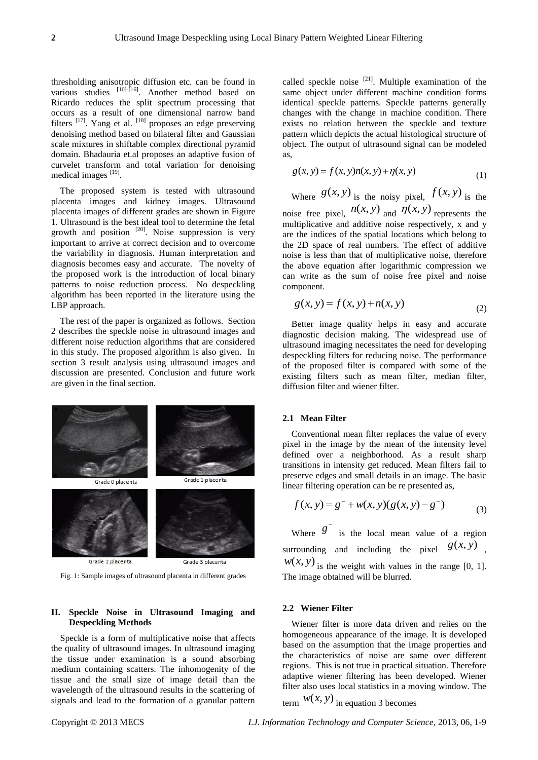thresholding anisotropic diffusion etc. can be found in various studies [10]-[16]. Another method based on Ricardo reduces the split spectrum processing that occurs as a result of one dimensional narrow band filters [17]. Yang et al. [18] proposes an edge preserving denoising method based on bilateral filter and Gaussian scale mixtures in shiftable complex directional pyramid domain. Bhadauria et.al proposes an adaptive fusion of curvelet transform and total variation for denoising medical images [19].

The proposed system is tested with ultrasound placenta images and kidney images. Ultrasound placenta images of different grades are shown in Figure 1. Ultrasound is the best ideal tool to determine the fetal growth and position [20]. Noise suppression is very important to arrive at correct decision and to overcome the variability in diagnosis. Human interpretation and diagnosis becomes easy and accurate. The novelty of the proposed work is the introduction of local binary patterns to noise reduction process. No despeckling algorithm has been reported in the literature using the LBP approach.

The rest of the paper is organized as follows. Section 2 describes the speckle noise in ultrasound images and different noise reduction algorithms that are considered in this study. The proposed algorithm is also given. In section 3 result analysis using ultrasound images and discussion are presented. Conclusion and future work are given in the final section.

Grade 0 placenta, Grade 1 placenta, Grade 2 placenta, Grade 3 placenta

Fig. 1: Sample images of ultrasound placenta in different grades

## II. Speckle Noise in Ultrasound Imaging and Despeckling Methods

Speckle is a form of multiplicative noise that affects the quality of ultrasound images. In ultrasound imaging the tissue under examination is a sound absorbing medium containing scatters. The inhomogenity of the tissue and the small size of image detail than the wavelength of the ultrasound results in the scattering of signals and lead to the formation of a granular pattern called speckle noise [21]. Multiple examination of the same object under different machine condition forms identical speckle patterns. Speckle patterns generally changes with the change in machine condition. There exists no relation between the speckle and texture pattern which depicts the actual histological structure of object. The output of ultrasound signal can be modeled as,

$$g(x,y) = f(x,y)n(x,y) + \eta(x,y) \tag{1}$$

Where $g(x,y)$ is the noisy pixel, $f(x,y)$ is the noise free pixel, $n(x,y)$ and $\eta(x,y)$ represents the multiplicative and additive noise respectively, x and y are the indices of the spatial locations which belong to the 2D space of real numbers. The effect of additive noise is less than that of multiplicative noise, therefore the above equation after logarithmic compression we can write as the sum of noise free pixel and noise component.

$$g(x,y) = f(x,y) + n(x,y) \tag{2}$$

Better image quality helps in easy and accurate diagnostic decision making. The widespread use of ultrasound imaging necessitates the need for developing despeckling filters for reducing noise. The performance of the proposed filter is compared with some of the existing filters such as mean filter, median filter, diffusion filter and wiener filter.

### 2.1 Mean Filter

Conventional mean filter replaces the value of every pixel in the image by the mean of the intensity level defined over a neighborhood. As a result sharp transitions in intensity get reduced. Mean filters fail to preserve edges and small details in an image. The basic linear filtering operation can be re presented as,

$$f(x,y) = g^{-} + w(x,y)(g(x,y) - g^{-}) \tag{3}$$

Where $g^{-}$ is the local mean value of a region surrounding and including the pixel $g(x,y)$, $w(x,y)$ is the weight with values in the range [0, 1]. The image obtained will be blurred.

### 2.2 Wiener Filter

Wiener filter is more data driven and relies on the homogeneous appearance of the image. It is developed based on the assumption that the image properties and the characteristics of noise are same over different regions. This is not true in practical situation. Therefore adaptive wiener filtering has been developed. Wiener filter also uses local statistics in a moving window. The term $w(x,y)$ in equation 3 becomes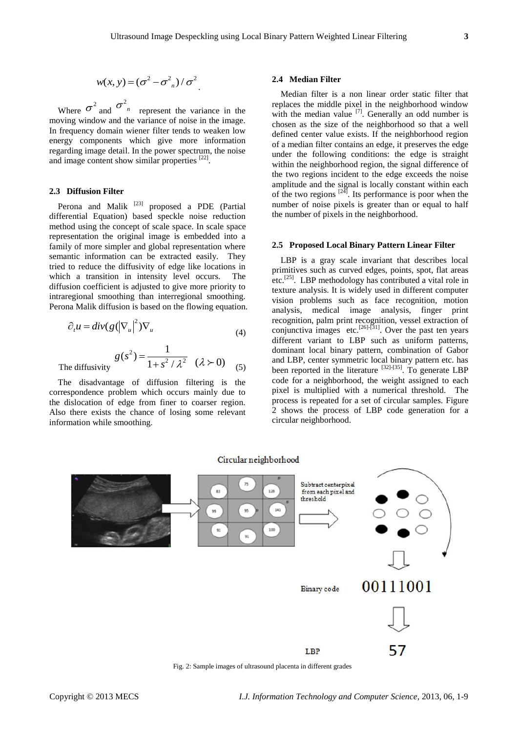$$w(x, y) = (\sigma^2 - \sigma^2_n) / \sigma^2$$

Where $\sigma^2$ and $\sigma^2_n$ represent the variance in the moving window and the variance of noise in the image. In frequency domain wiener filter tends to weaken low energy components which give more information regarding image detail. In the power spectrum, the noise and image content show similar properties [22].

### 2.3 Diffusion Filter

Perona and Malik [23] proposed a PDE (Partial differential Equation) based speckle noise reduction method using the concept of scale space. In scale space representation the original image is embedded into a family of more simpler and global representation where semantic information can be extracted easily. They tried to reduce the diffusivity of edge like locations in which a transition in intensity level occurs. The diffusion coefficient is adjusted to give more priority to intraregional smoothing than interregional smoothing. Perona Malik diffusion is based on the flowing equation.

$$\partial_t u = div(g(|\nabla_u|^2)\nabla_u \tag{4}$$

The diffusivity

$$g(s^2) = \frac{1}{1 + s^2 / \lambda^2} \quad (\lambda \succ 0) \tag{5}$$

The disadvantage of diffusion filtering is the correspondence problem which occurs mainly due to the dislocation of edge from finer to coarser region. Also there exists the chance of losing some relevant information while smoothing.

### 2.4 Median Filter

Median filter is a non linear order static filter that replaces the middle pixel in the neighborhood window with the median value [7]. Generally an odd number is chosen as the size of the neighborhood so that a well defined center value exists. If the neighborhood region of a median filter contains an edge, it preserves the edge under the following conditions: the edge is straight within the neighborhood region, the signal difference of the two regions incident to the edge exceeds the noise amplitude and the signal is locally constant within each of the two regions [24]. Its performance is poor when the number of noise pixels is greater than or equal to half the number of pixels in the neighborhood.

### 2.5 Proposed Local Binary Pattern Linear Filter

LBP is a gray scale invariant that describes local primitives such as curved edges, points, spot, flat areas etc.[25]. LBP methodology has contributed a vital role in texture analysis. It is widely used in different computer vision problems such as face recognition, motion analysis, medical image analysis, finger print recognition, palm print recognition, vessel extraction of conjunctiva images etc.[26]-[31]. Over the past ten years different variant to LBP such as uniform patterns, dominant local binary pattern, combination of Gabor and LBP, center symmetric local binary pattern etc. has been reported in the literature [32]-[35]. To generate LBP code for a neighborhood, the weight assigned to each pixel is multiplied with a numerical threshold. The process is repeated for a set of circular samples. Figure 2 shows the process of LBP code generation for a circular neighborhood.

Circular neighborhood

| 83 | 75 | 120 |
|---|---|---|
| 99 | 95 | 141 |
| 91 | 91 | 100 |

Subtract centerpixel from each pixel and threshold

Binary code 00111001

LBP 57

Fig. 2: Sample images of ultrasound placenta in different grades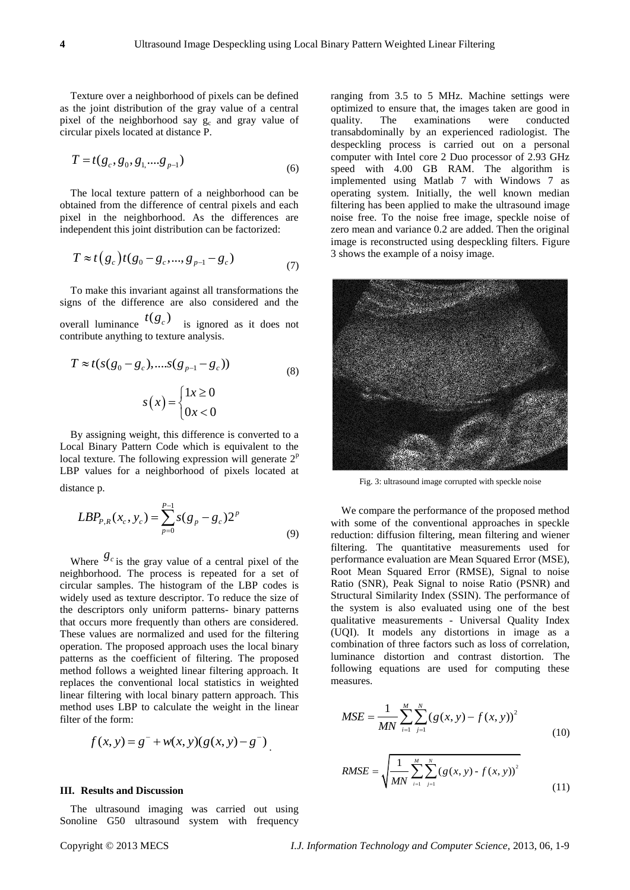Texture over a neighborhood of pixels can be defined as the joint distribution of the gray value of a central pixel of the neighborhood say $g_c$ and gray value of circular pixels located at distance P.

$$T = t(g_c, g_0, g_{1,} ....g_{p-1}) \tag{6}$$

The local texture pattern of a neighborhood can be obtained from the difference of central pixels and each pixel in the neighborhood. As the differences are independent this joint distribution can be factorized:

$$T \approx t(g_c) t(g_0 - g_c, ..., g_{p-1} - g_c) \tag{7}$$

To make this invariant against all transformations the signs of the difference are also considered and the overall luminance $t(g_c)$ is ignored as it does not contribute anything to texture analysis.

$$T \approx t(s(g_0 - g_c), ....s(g_{p-1} - g_c)) \tag{8}$$

$$s(x) = \begin{cases} 1 x \geq 0 \\ 0 x < 0 \end{cases}$$

By assigning weight, this difference is converted to a Local Binary Pattern Code which is equivalent to the local texture. The following expression will generate $2^p$ LBP values for a neighborhood of pixels located at distance p.

$$LBP_{P,R}(x_c, y_c) = \sum_{p=0}^{P-1} s(g_p - g_c) 2^p \tag{9}$$

Where $g_c$ is the gray value of a central pixel of the neighborhood. The process is repeated for a set of circular samples. The histogram of the LBP codes is widely used as texture descriptor. To reduce the size of the descriptors only uniform patterns- binary patterns that occurs more frequently than others are considered. These values are normalized and used for the filtering operation. The proposed approach uses the local binary patterns as the coefficient of filtering. The proposed method follows a weighted linear filtering approach. It replaces the conventional local statistics in weighted linear filtering with local binary pattern approach. This method uses LBP to calculate the weight in the linear filter of the form:

$$f(x, y) = g^{-} + w(x, y)(g(x, y) - g^{-}).$$

### III. Results and Discussion

The ultrasound imaging was carried out using Sonoline G50 ultrasound system with frequency ranging from 3.5 to 5 MHz. Machine settings were optimized to ensure that, the images taken are good in quality. The examinations were conducted transabdominally by an experienced radiologist. The despeckling process is carried out on a personal computer with Intel core 2 Duo processor of 2.93 GHz speed with 4.00 GB RAM. The algorithm is implemented using Matlab 7 with Windows 7 as operating system. Initially, the well known median filtering has been applied to make the ultrasound image noise free. To the noise free image, speckle noise of zero mean and variance 0.2 are added. Then the original image is reconstructed using despeckling filters. Figure 3 shows the example of a noisy image.

Fig. 3: ultrasound image corrupted with speckle noise

We compare the performance of the proposed method with some of the conventional approaches in speckle reduction: diffusion filtering, mean filtering and wiener filtering. The quantitative measurements used for performance evaluation are Mean Squared Error (MSE), Root Mean Squared Error (RMSE), Signal to noise Ratio (SNR), Peak Signal to noise Ratio (PSNR) and Structural Similarity Index (SSIN). The performance of the system is also evaluated using one of the best qualitative measurements - Universal Quality Index (UQI). It models any distortions in image as a combination of three factors such as loss of correlation, luminance distortion and contrast distortion. The following equations are used for computing these measures.

$$MSE = \frac{1}{MN} \sum_{i=1}^{M} \sum_{j=1}^{N} (g(x, y) - f(x, y))^2 \tag{10}$$

$$RMSE = \sqrt{\frac{1}{MN} \sum_{i=1}^{M} \sum_{j=1}^{N} (g(x, y) - f(x, y))^2} \tag{11}$$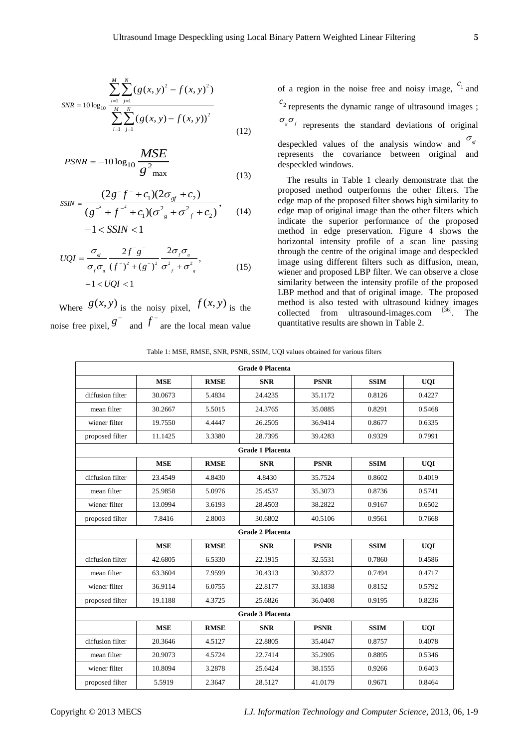$$SNR = 10\log_{10}\frac{\sum_{i=1}^{M}\sum_{j=1}^{N}(g(x,y)^2 - f(x,y)^2)}{\sum_{i=1}^{M}\sum_{j=1}^{N}(g(x,y)-f(x,y))^2} \tag{12}$$

$$PSNR = -10\log_{10}\frac{MSE}{g^2_{\max}} \tag{13}$$

$$SSIN = \frac{(2g^{-}f^{-}+c_1)(2\sigma_{gf}+c_2)}{(g^{-^2}+f^{-^2}+c_1)(\sigma^2_g+\sigma^2_f+c_2)}, \quad -1 < SSIN < 1 \tag{14}$$

$$UQI = \frac{\sigma_{gf}}{\sigma_f\sigma_g}\frac{2f^{-}g^{-}}{(f^{-})^2+(g^{-})^2}\frac{2\sigma_f\sigma_g}{\sigma^2_f+\sigma^2_g}, \quad -1 < UQI < 1 \tag{15}$$

Where $g(x,y)$ is the noisy pixel, $f(x,y)$ is the noise free pixel, $g^{-}$ and $f^{-}$ are the local mean value of a region in the noise free and noisy image, $c_1$ and $c_2$ represents the dynamic range of ultrasound images ; $\sigma_g\sigma_f$ represents the standard deviations of original despeckled values of the analysis window and $\sigma_{gf}$ represents the covariance between original and despeckled windows.

The results in Table 1 clearly demonstrate that the proposed method outperforms the other filters. The edge map of the proposed filter shows high similarity to edge map of original image than the other filters which indicate the superior performance of the proposed method in edge preservation. Figure 4 shows the horizontal intensity profile of a scan line passing through the centre of the original image and despeckled image using different filters such as diffusion, mean, wiener and proposed LBP filter. We can observe a close similarity between the intensity profile of the proposed LBP method and that of original image. The proposed method is also tested with ultrasound kidney images collected from ultrasound-images.com [36]. The quantitative results are shown in Table 2.

Table 1: MSE, RMSE, SNR, PSNR, SSIM, UQI values obtained for various filters

| | MSE | RMSE | SNR | PSNR | SSIM | UQI |
|---|---|---|---|---|---|---|
| **Grade 0 Placenta** | | | | | | |
| diffusion filter | 30.0673 | 5.4834 | 24.4235 | 35.1172 | 0.8126 | 0.4227 |
| mean filter | 30.2667 | 5.5015 | 24.3765 | 35.0885 | 0.8291 | 0.5468 |
| wiener filter | 19.7550 | 4.4447 | 26.2505 | 36.9414 | 0.8677 | 0.6335 |
| proposed filter | 11.1425 | 3.3380 | 28.7395 | 39.4283 | 0.9329 | 0.7991 |
| **Grade 1 Placenta** | | | | | | |
| diffusion filter | 23.4549 | 4.8430 | 4.8430 | 35.7524 | 0.8602 | 0.4019 |
| mean filter | 25.9858 | 5.0976 | 25.4537 | 35.3073 | 0.8736 | 0.5741 |
| wiener filter | 13.0994 | 3.6193 | 28.4503 | 38.2822 | 0.9167 | 0.6502 |
| proposed filter | 7.8416 | 2.8003 | 30.6802 | 40.5106 | 0.9561 | 0.7668 |
| **Grade 2 Placenta** | | | | | | |
| diffusion filter | 42.6805 | 6.5330 | 22.1915 | 32.5531 | 0.7860 | 0.4586 |
| mean filter | 63.3604 | 7.9599 | 20.4313 | 30.8372 | 0.7494 | 0.4717 |
| wiener filter | 36.9114 | 6.0755 | 22.8177 | 33.1838 | 0.8152 | 0.5792 |
| proposed filter | 19.1188 | 4.3725 | 25.6826 | 36.0408 | 0.9195 | 0.8236 |
| **Grade 3 Placenta** | | | | | | |
| diffusion filter | 20.3646 | 4.5127 | 22.8805 | 35.4047 | 0.8757 | 0.4078 |
| mean filter | 20.9073 | 4.5724 | 22.7414 | 35.2905 | 0.8895 | 0.5346 |
| wiener filter | 10.8094 | 3.2878 | 25.6424 | 38.1555 | 0.9266 | 0.6403 |
| proposed filter | 5.5919 | 2.3647 | 28.5127 | 41.0179 | 0.9671 | 0.8464 |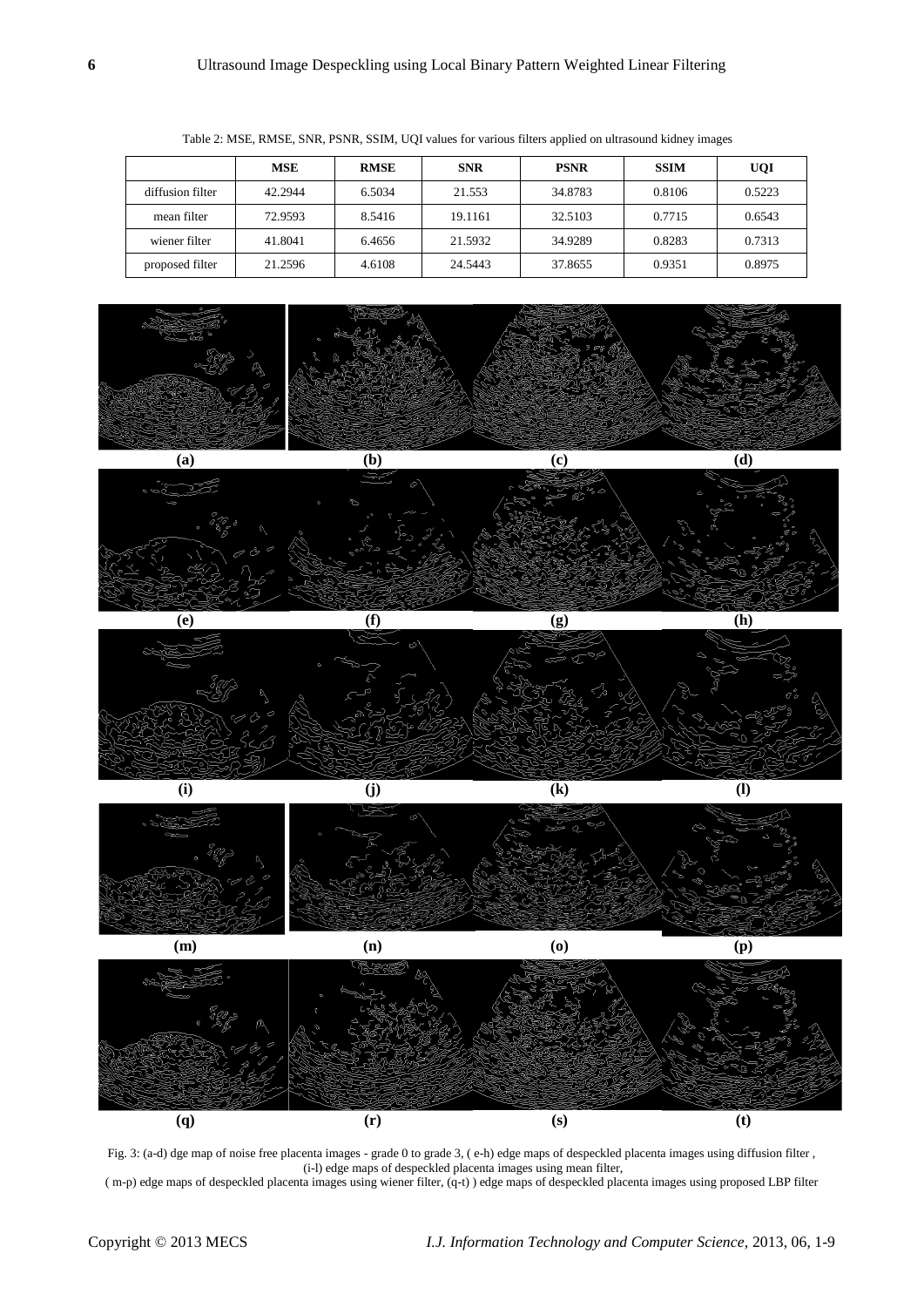Table 2: MSE, RMSE, SNR, PSNR, SSIM, UQI values for various filters applied on ultrasound kidney images

| | MSE | RMSE | SNR | PSNR | SSIM | UQI |
|---|---|---|---|---|---|---|
| diffusion filter | 42.2944 | 6.5034 | 21.553 | 34.8783 | 0.8106 | 0.5223 |
| mean filter | 72.9593 | 8.5416 | 19.1161 | 32.5103 | 0.7715 | 0.6543 |
| wiener filter | 41.8041 | 6.4656 | 21.5932 | 34.9289 | 0.8283 | 0.7313 |
| proposed filter | 21.2596 | 4.6108 | 24.5443 | 37.8655 | 0.9351 | 0.8975 |

(a) (b) (c) (d)

(e) (f) (g) (h)

(i) (j) (k) (l)

(m) (n) (o) (p)

(q) (r) (s) (t)

Fig. 3: (a-d) dge map of noise free placenta images - grade 0 to grade 3, ( e-h) edge maps of despeckled placenta images using diffusion filter , (i-l) edge maps of despeckled placenta images using mean filter, ( m-p) edge maps of despeckled placenta images using wiener filter, (q-t) ) edge maps of despeckled placenta images using proposed LBP filter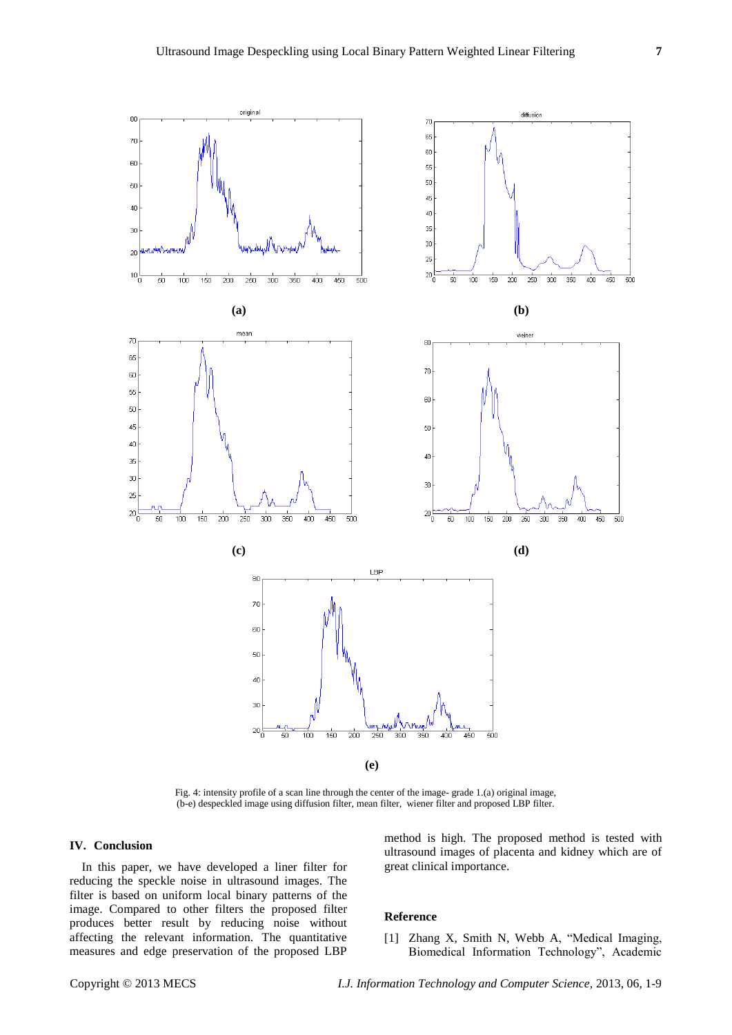Fig. 4: intensity profile of a scan line through the center of the image- grade 1.(a) original image, (b-e) despeckled image using diffusion filter, mean filter, wiener filter and proposed LBP filter.

## IV. Conclusion

In this paper, we have developed a liner filter for reducing the speckle noise in ultrasound images. The filter is based on uniform local binary patterns of the image. Compared to other filters the proposed filter produces better result by reducing noise without affecting the relevant information. The quantitative measures and edge preservation of the proposed LBP method is high. The proposed method is tested with ultrasound images of placenta and kidney which are of great clinical importance.

## Reference

[1] Zhang X, Smith N, Webb A, "Medical Imaging, Biomedical Information Technology", Academic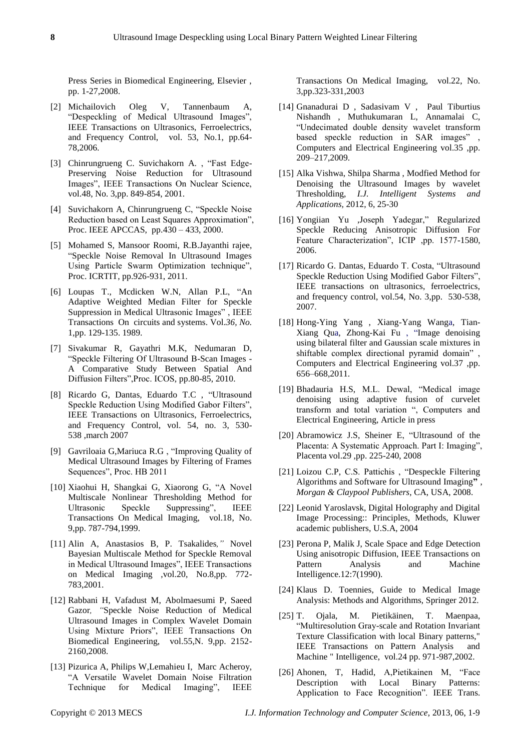Press Series in Biomedical Engineering, Elsevier , pp. 1-27,2008.

[2] Michailovich Oleg V, Tannenbaum A, "Despeckling of Medical Ultrasound Images", IEEE Transactions on Ultrasonics, Ferroelectrics, and Frequency Control, vol. 53, No.1, pp.64-78,2006.

[3] Chinrungrueng C. Suvichakorn A. , "Fast Edge-Preserving Noise Reduction for Ultrasound Images", IEEE Transactions On Nuclear Science, vol.48, No. 3,pp. 849-854, 2001.

[4] Suvichakorn A, Chinrungrueng C, "Speckle Noise Reduction based on Least Squares Approximation", Proc. IEEE APCCAS, pp.430 – 433, 2000.

[5] Mohamed S, Mansoor Roomi, R.B.Jayanthi rajee, "Speckle Noise Removal In Ultrasound Images Using Particle Swarm Optimization technique", Proc. ICRTIT, pp.926-931, 2011.

[6] Loupas T., Mcdicken W.N, Allan P.L, "An Adaptive Weighted Median Filter for Speckle Suppression in Medical Ultrasonic Images" , IEEE Transactions On circuits and systems. Vol.*36, No.* 1,pp. 129-135. 1989.

[7] Sivakumar R, Gayathri M.K, Nedumaran D, "Speckle Filtering Of Ultrasound B-Scan Images - A Comparative Study Between Spatial And Diffusion Filters",Proc. ICOS, pp.80-85, 2010.

[8] Ricardo G, Dantas, Eduardo T.C , "Ultrasound Speckle Reduction Using Modified Gabor Filters", IEEE Transactions on Ultrasonics, Ferroelectrics, and Frequency Control, vol. 54, no. 3, 530-538 ,march 2007

[9] Gavriloaia G,Mariuca R.G , "Improving Quality of Medical Ultrasound Images by Filtering of Frames Sequences", Proc. HB 2011

[10] Xiaohui H, Shangkai G, Xiaorong G, "A Novel Multiscale Nonlinear Thresholding Method for Ultrasonic Speckle Suppressing", IEEE Transactions On Medical Imaging, vol.18, No. 9,pp. 787-794,1999.

[11] Alin A, Anastasios B, P. Tsakalides*,"* Novel Bayesian Multiscale Method for Speckle Removal in Medical Ultrasound Images", IEEE Transactions on Medical Imaging ,vol.20, No.8,pp. 772-783,2001.

[12] Rabbani H, Vafadust M, Abolmaesumi P, Saeed Gazor*, "*Speckle Noise Reduction of Medical Ultrasound Images in Complex Wavelet Domain Using Mixture Priors", IEEE Transactions On Biomedical Engineering, vol.55,N. 9,pp. 2152-2160,2008.

[13] Pizurica A, Philips W,Lemahieu I, Marc Acheroy, "A Versatile Wavelet Domain Noise Filtration Technique for Medical Imaging", IEEE Transactions On Medical Imaging, vol.22, No. 3,pp.323-331,2003

[14] Gnanadurai D , Sadasivam V , Paul Tiburtius Nishandh , Muthukumaran L, Annamalai C, "Undecimated double density wavelet transform based speckle reduction in SAR images" , Computers and Electrical Engineering vol.35 ,pp. 209–217,2009.

[15] Alka Vishwa, Shilpa Sharma , Modfied Method for Denoising the Ultrasound Images by wavelet Thresholding, *I.J. Intelligent Systems and Applications*, 2012, 6, 25-30

[16] Yongiian Yu ,Joseph Yadegar," Regularized Speckle Reducing Anisotropic Diffusion For Feature Characterization", ICIP ,pp. 1577-1580, 2006.

[17] Ricardo G. Dantas, Eduardo T. Costa, "Ultrasound Speckle Reduction Using Modified Gabor Filters", IEEE transactions on ultrasonics, ferroelectrics, and frequency control, vol.54, No. 3,pp. 530-538, 2007.

[18] Hong-Ying Yang , Xiang-Yang Wanga, Tian-Xiang Qua, Zhong-Kai Fu , "Image denoising using bilateral filter and Gaussian scale mixtures in shiftable complex directional pyramid domain" , Computers and Electrical Engineering vol.37 ,pp. 656–668,2011.

[19] Bhadauria H.S, M.L. Dewal, "Medical image denoising using adaptive fusion of curvelet transform and total variation ", Computers and Electrical Engineering, Article in press

[20] Abramowicz J.S, Sheiner E, "Ultrasound of the Placenta: A Systematic Approach. Part I: Imaging", Placenta vol.29 ,pp. 225-240, 2008

[21] Loizou C.P, C.S. Pattichis , "Despeckle Filtering Algorithms and Software for Ultrasound Imaging" , *Morgan & Claypool Publishers*, CA, USA, 2008.

[22] Leonid Yaroslavsk, Digital Holography and Digital Image Processing:: Principles, Methods, Kluwer academic publishers, U.S.A, 2004

[23] Perona P, Malik J, Scale Space and Edge Detection Using anisotropic Diffusion, IEEE Transactions on Pattern Analysis and Machine Intelligence.12:7(1990).

[24] Klaus D. Toennies, Guide to Medical Image Analysis: Methods and Algorithms, Springer 2012.

[25] T. Ojala, M. Pietikäinen, T. Maenpaa, "Multiresolution Gray-scale and Rotation Invariant Texture Classification with local Binary patterns," IEEE Transactions on Pattern Analysis and Machine " Intelligence, vol.24 pp. 971-987,2002.

[26] Ahonen, T, Hadid, A,Pietikainen M, "Face Description with Local Binary Patterns: Application to Face Recognition". IEEE Trans.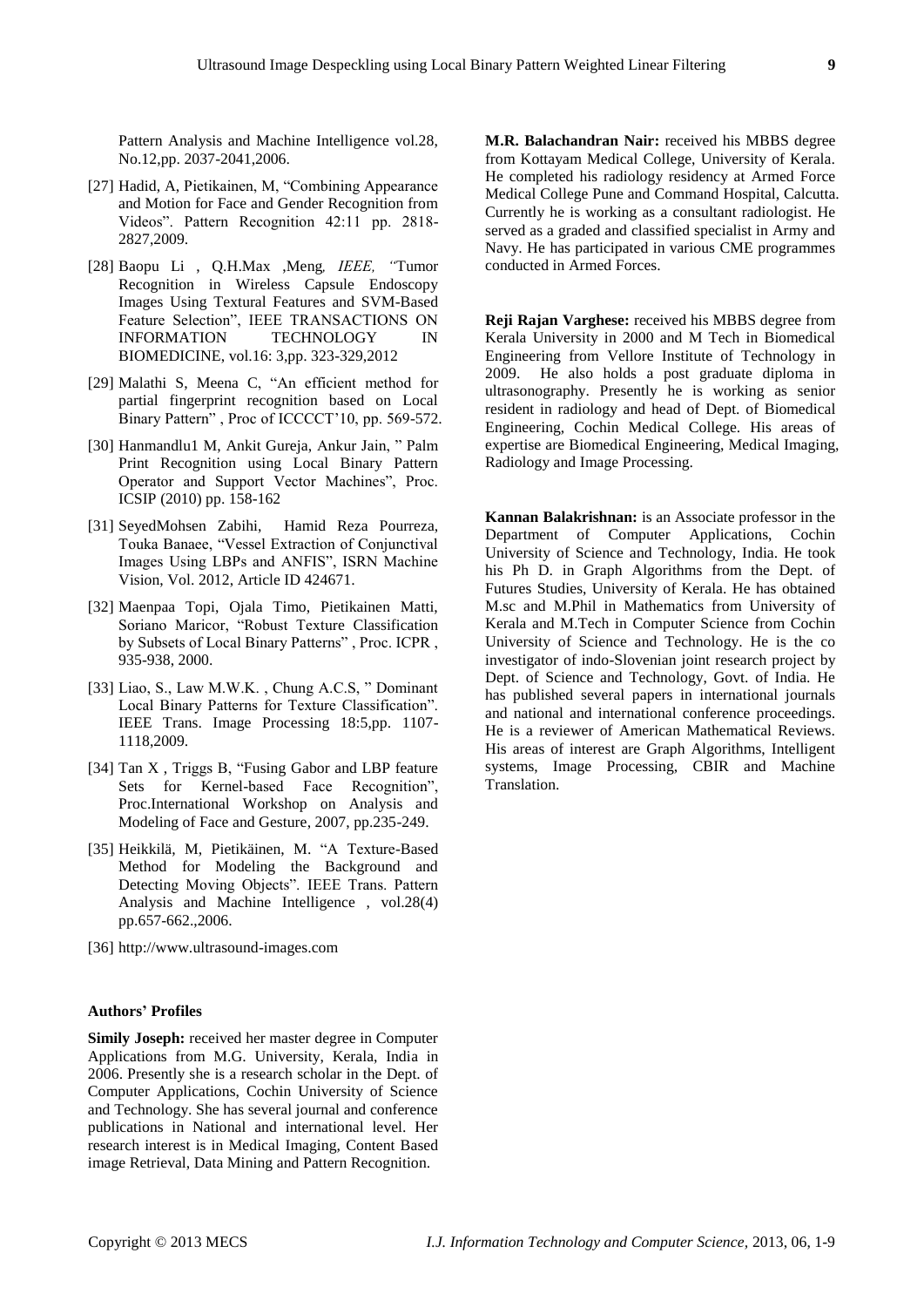Pattern Analysis and Machine Intelligence vol.28, No.12,pp. 2037-2041,2006.

[27] Hadid, A, Pietikainen, M, "Combining Appearance and Motion for Face and Gender Recognition from Videos". Pattern Recognition 42:11 pp. 2818-2827,2009.

[28] Baopu Li , Q.H.Max ,Meng*, IEEE, "*Tumor Recognition in Wireless Capsule Endoscopy Images Using Textural Features and SVM-Based Feature Selection", IEEE TRANSACTIONS ON INFORMATION TECHNOLOGY IN BIOMEDICINE, vol.16: 3,pp. 323-329,2012

[29] Malathi S, Meena C, "An efficient method for partial fingerprint recognition based on Local Binary Pattern" , Proc of ICCCCT'10, pp. 569-572.

[30] Hanmandlu1 M, Ankit Gureja, Ankur Jain, " Palm Print Recognition using Local Binary Pattern Operator and Support Vector Machines", Proc. ICSIP (2010) pp. 158-162

[31] SeyedMohsen Zabihi, Hamid Reza Pourreza, Touka Banaee, "Vessel Extraction of Conjunctival Images Using LBPs and ANFIS", ISRN Machine Vision, Vol. 2012, Article ID 424671.

[32] Maenpaa Topi, Ojala Timo, Pietikainen Matti, Soriano Maricor, "Robust Texture Classification by Subsets of Local Binary Patterns" , Proc. ICPR , 935-938, 2000.

[33] Liao, S., Law M.W.K. , Chung A.C.S, " Dominant Local Binary Patterns for Texture Classification". IEEE Trans. Image Processing 18:5,pp. 1107-1118,2009.

[34] Tan X , Triggs B, "Fusing Gabor and LBP feature Sets for Kernel-based Face Recognition", Proc.International Workshop on Analysis and Modeling of Face and Gesture, 2007, pp.235-249.

[35] Heikkilä, M, Pietikäinen, M. "A Texture-Based Method for Modeling the Background and Detecting Moving Objects". IEEE Trans. Pattern Analysis and Machine Intelligence , vol.28(4) pp.657-662.,2006.

[36] http://www.ultrasound-images.com

**Authors' Profiles**

**Simily Joseph:** received her master degree in Computer Applications from M.G. University, Kerala, India in 2006. Presently she is a research scholar in the Dept. of Computer Applications, Cochin University of Science and Technology. She has several journal and conference publications in National and international level. Her research interest is in Medical Imaging, Content Based image Retrieval, Data Mining and Pattern Recognition.

**M.R. Balachandran Nair:** received his MBBS degree from Kottayam Medical College, University of Kerala. He completed his radiology residency at Armed Force Medical College Pune and Command Hospital, Calcutta. Currently he is working as a consultant radiologist. He served as a graded and classified specialist in Army and Navy. He has participated in various CME programmes conducted in Armed Forces.

**Reji Rajan Varghese:** received his MBBS degree from Kerala University in 2000 and M Tech in Biomedical Engineering from Vellore Institute of Technology in 2009. He also holds a post graduate diploma in ultrasonography. Presently he is working as senior resident in radiology and head of Dept. of Biomedical Engineering, Cochin Medical College. His areas of expertise are Biomedical Engineering, Medical Imaging, Radiology and Image Processing.

**Kannan Balakrishnan:** is an Associate professor in the Department of Computer Applications, Cochin University of Science and Technology, India. He took his Ph D. in Graph Algorithms from the Dept. of Futures Studies, University of Kerala. He has obtained M.sc and M.Phil in Mathematics from University of Kerala and M.Tech in Computer Science from Cochin University of Science and Technology. He is the co investigator of indo-Slovenian joint research project by Dept. of Science and Technology, Govt. of India. He has published several papers in international journals and national and international conference proceedings. He is a reviewer of American Mathematical Reviews. His areas of interest are Graph Algorithms, Intelligent systems, Image Processing, CBIR and Machine Translation.